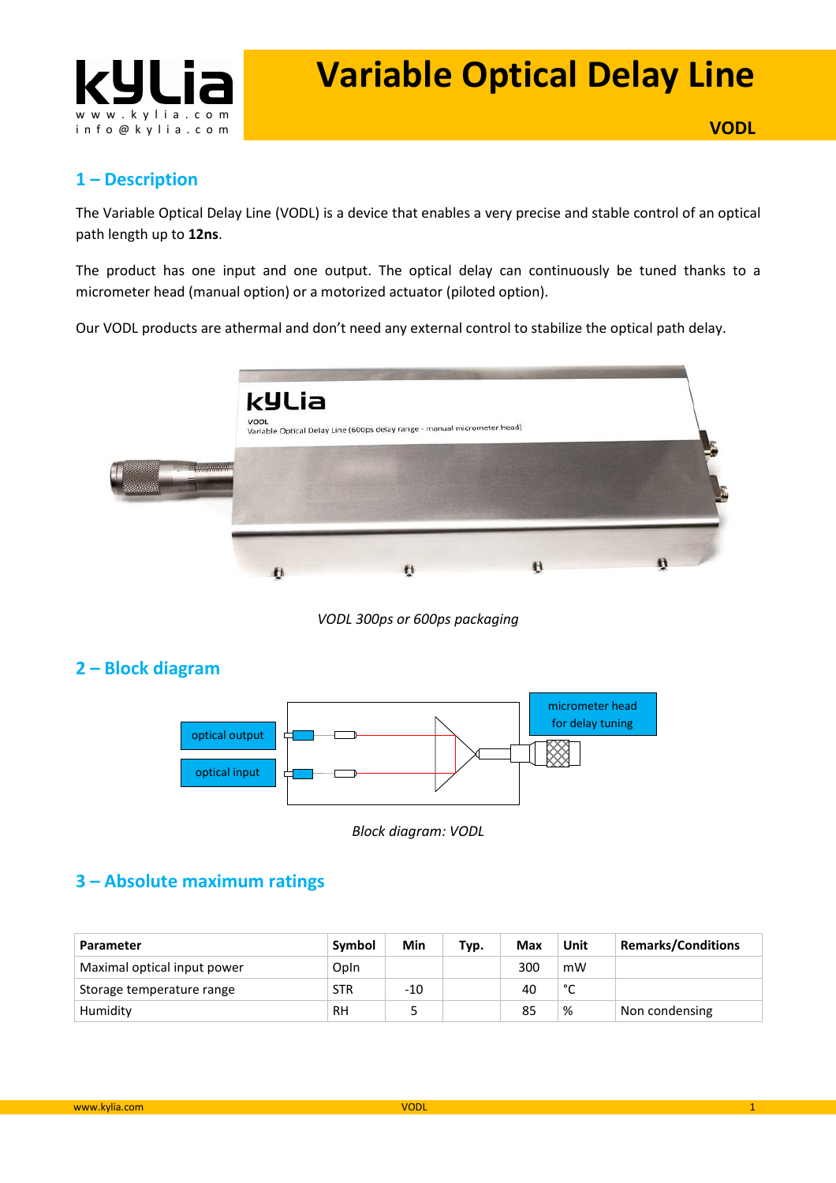# Variable Optical Delay Line

**VODL**

## 1 – Description

The Variable Optical Delay Line (VODL) is a device that enables a very precise and stable control of an optical path length up to **12ns**.

The product has one input and one output. The optical delay can continuously be tuned thanks to a micrometer head (manual option) or a motorized actuator (piloted option).

Our VODL products are athermal and don't need any external control to stabilize the optical path delay.

*VODL 300ps or 600ps packaging*

## 2 – Block diagram

*Block diagram: VODL*

## 3 – Absolute maximum ratings

| Parameter | Symbol | Min | Typ. | Max | Unit | Remarks/Conditions |
|---|---|---|---|---|---|---|
| Maximal optical input power | OpIn | | | 300 | mW | |
| Storage temperature range | STR | -10 | | 40 | °C | |
| Humidity | RH | 5 | | 85 | % | Non condensing |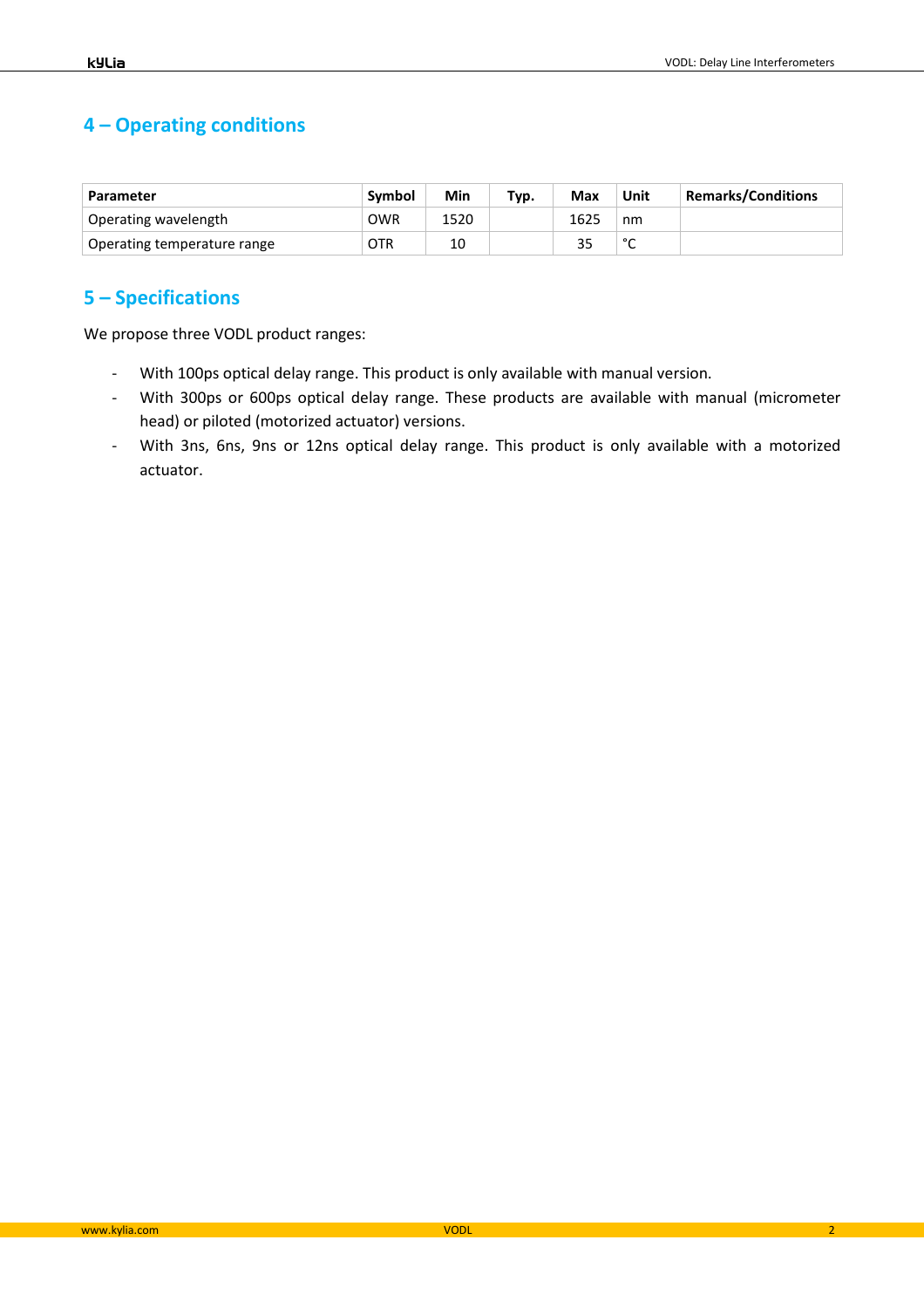## 4 – Operating conditions

| Parameter | Symbol | Min | Typ. | Max | Unit | Remarks/Conditions |
|---|---|---|---|---|---|---|
| Operating wavelength | OWR | 1520 | | 1625 | nm | |
| Operating temperature range | OTR | 10 | | 35 | °C | |

## 5 – Specifications

We propose three VODL product ranges:

- With 100ps optical delay range. This product is only available with manual version.
- With 300ps or 600ps optical delay range. These products are available with manual (micrometer head) or piloted (motorized actuator) versions.
- With 3ns, 6ns, 9ns or 12ns optical delay range. This product is only available with a motorized actuator.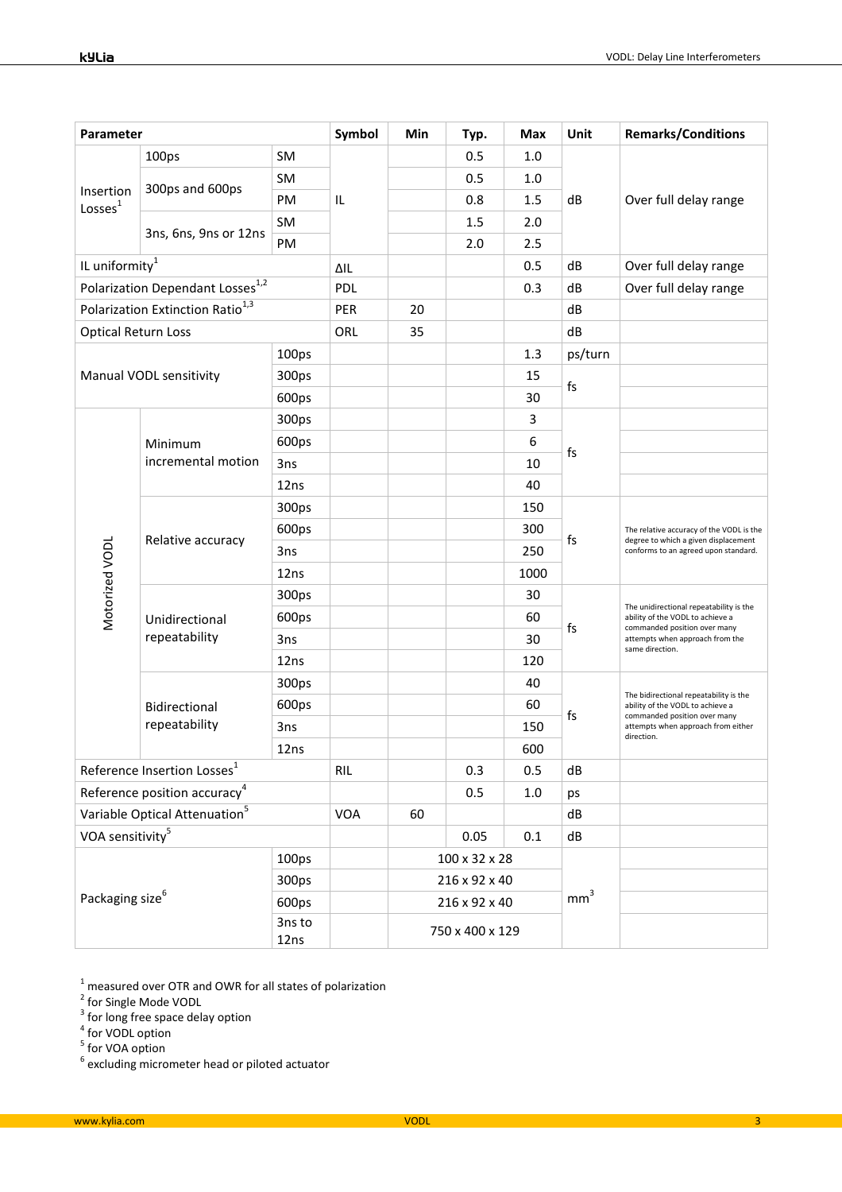| Parameter | | | Symbol | Min | Typ. | Max | Unit | Remarks/Conditions |
|---|---|---|---|---|---|---|---|---|
| Insertion Losses[1] | 100ps | SM | IL | | 0.5 | 1.0 | dB | Over full delay range |
| | 300ps and 600ps | SM | | | 0.5 | 1.0 | | |
| | | PM | | | 0.8 | 1.5 | | |
| | 3ns, 6ns, 9ns or 12ns | SM | | | 1.5 | 2.0 | | |
| | | PM | | | 2.0 | 2.5 | | |
| IL uniformity[1] | | | ΔIL | | | 0.5 | dB | Over full delay range |
| Polarization Dependant Losses[1,2] | | | PDL | | | 0.3 | dB | Over full delay range |
| Polarization Extinction Ratio[1,3] | | | PER | 20 | | | dB | |
| Optical Return Loss | | | ORL | 35 | | | dB | |
| Manual VODL sensitivity | | 100ps | | | | 1.3 | ps/turn | |
| | | 300ps | | | | 15 | fs | |
| | | 600ps | | | | 30 | | |
| Motorized VODL | Minimum incremental motion | 300ps | | | | 3 | fs | |
| | | 600ps | | | | 6 | | |
| | | 3ns | | | | 10 | | |
| | | 12ns | | | | 40 | | |
| | Relative accuracy | 300ps | | | | 150 | fs | The relative accuracy of the VODL is the degree to which a given displacement conforms to an agreed upon standard. |
| | | 600ps | | | | 300 | | |
| | | 3ns | | | | 250 | | |
| | | 12ns | | | | 1000 | | |
| | Unidirectional repeatability | 300ps | | | | 30 | fs | The unidirectional repeatability is the ability of the VODL to achieve a commanded position over many attempts when approach from the same direction. |
| | | 600ps | | | | 60 | | |
| | | 3ns | | | | 30 | | |
| | | 12ns | | | | 120 | | |
| | Bidirectional repeatability | 300ps | | | | 40 | fs | The bidirectional repeatability is the ability of the VODL to achieve a commanded position over many attempts when approach from either direction. |
| | | 600ps | | | | 60 | | |
| | | 3ns | | | | 150 | | |
| | | 12ns | | | | 600 | | |
| Reference Insertion Losses[1] | | | RIL | | 0.3 | 0.5 | dB | |
| Reference position accuracy[4] | | | | | 0.5 | 1.0 | ps | |
| Variable Optical Attenuation[5] | | | VOA | 60 | | | dB | |
| VOA sensitivity[5] | | | | | 0.05 | 0.1 | dB | |
| Packaging size[6] | | 100ps | | 100 x 32 x 28 | | | $mm^3$ | |
| | | 300ps | | 216 x 92 x 40 | | | | |
| | | 600ps | | 216 x 92 x 40 | | | | |
| | | 3ns to 12ns | | 750 x 400 x 129 | | | | |

[1] measured over OTR and OWR for all states of polarization
[2] for Single Mode VODL
[3] for long free space delay option
[4] for VODL option
[5] for VOA option
[6] excluding micrometer head or piloted actuator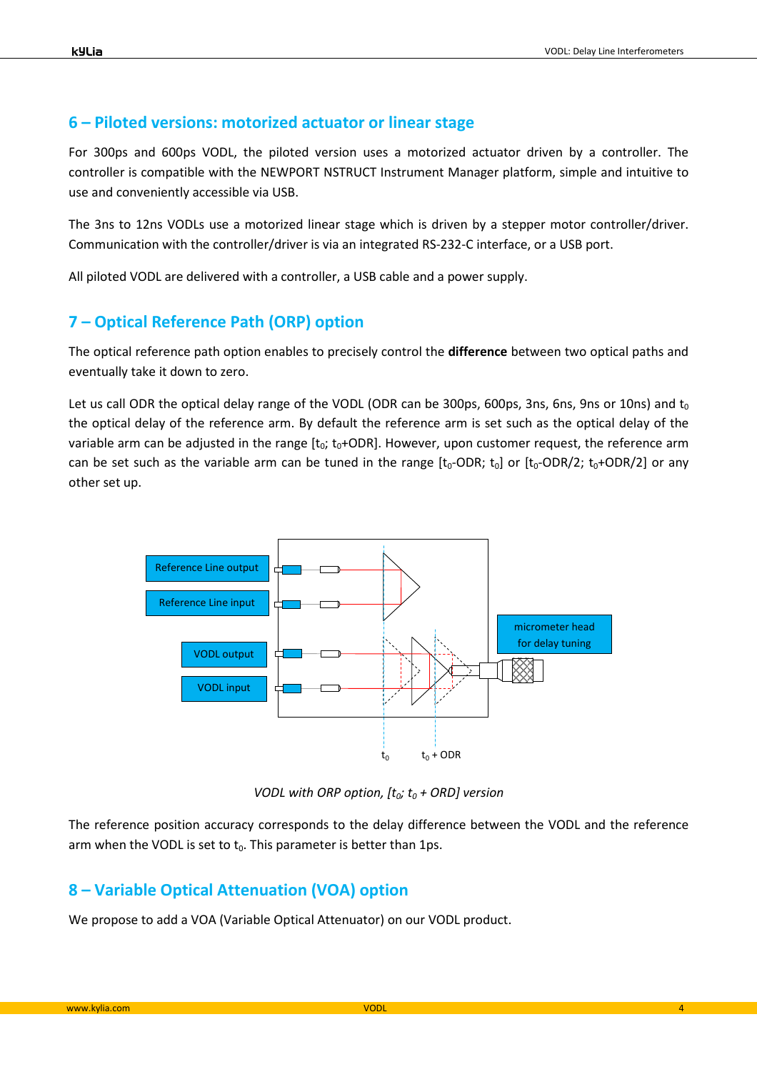## 6 – Piloted versions: motorized actuator or linear stage

For 300ps and 600ps VODL, the piloted version uses a motorized actuator driven by a controller. The controller is compatible with the NEWPORT NSTRUCT Instrument Manager platform, simple and intuitive to use and conveniently accessible via USB.

The 3ns to 12ns VODLs use a motorized linear stage which is driven by a stepper motor controller/driver. Communication with the controller/driver is via an integrated RS-232-C interface, or a USB port.

All piloted VODL are delivered with a controller, a USB cable and a power supply.

## 7 – Optical Reference Path (ORP) option

The optical reference path option enables to precisely control the **difference** between two optical paths and eventually take it down to zero.

Let us call ODR the optical delay range of the VODL (ODR can be 300ps, 600ps, 3ns, 6ns, 9ns or 10ns) and $t_0$ the optical delay of the reference arm. By default the reference arm is set such as the optical delay of the variable arm can be adjusted in the range [$t_0$; $t_0$+ODR]. However, upon customer request, the reference arm can be set such as the variable arm can be tuned in the range [$t_0$-ODR; $t_0$] or [$t_0$-ODR/2; $t_0$+ODR/2] or any other set up.

Reference Line output

Reference Line input

VODL output

VODL input

micrometer head for delay tuning

$t_0$ &nbsp;&nbsp; $t_0$ + ODR

*VODL with ORP option, [$t_0$; $t_0$ + ORD] version*

The reference position accuracy corresponds to the delay difference between the VODL and the reference arm when the VODL is set to $t_0$. This parameter is better than 1ps.

## 8 – Variable Optical Attenuation (VOA) option

We propose to add a VOA (Variable Optical Attenuator) on our VODL product.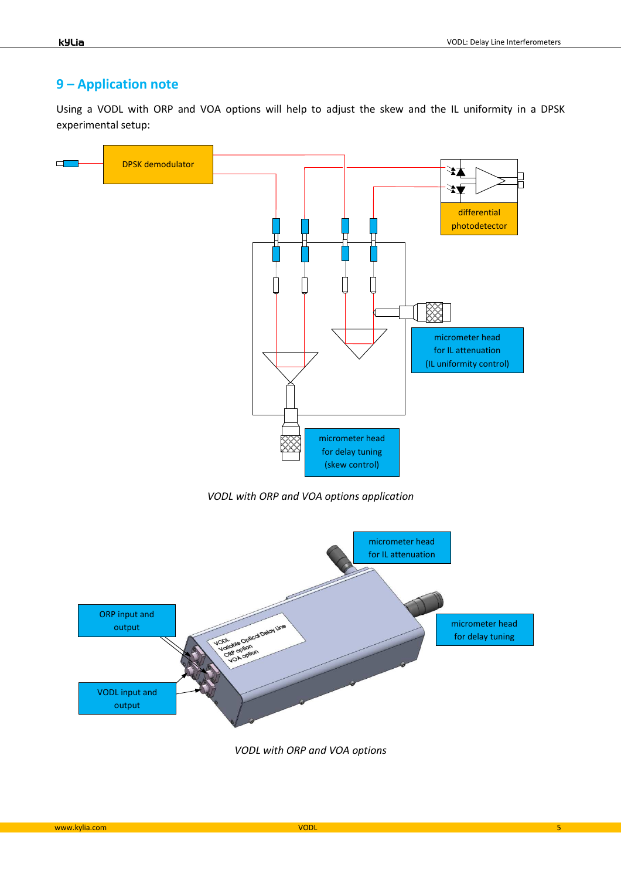## 9 – Application note

Using a VODL with ORP and VOA options will help to adjust the skew and the IL uniformity in a DPSK experimental setup:

DPSK demodulator

differential photodetector

micrometer head for IL attenuation (IL uniformity control)

micrometer head for delay tuning (skew control)

*VODL with ORP and VOA options application*

micrometer head for IL attenuation

ORP input and output

micrometer head for delay tuning

VODL input and output

*VODL with ORP and VOA options*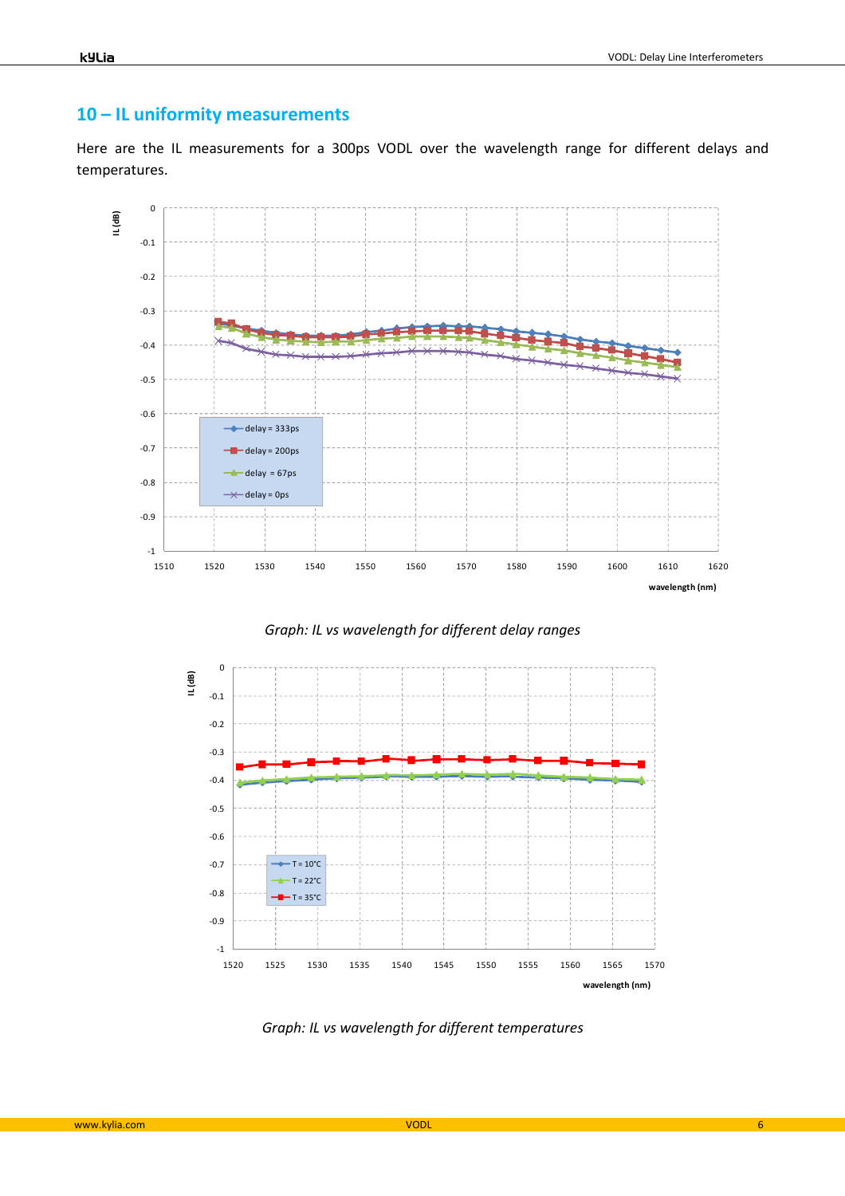## 10 – IL uniformity measurements

Here are the IL measurements for a 300ps VODL over the wavelength range for different delays and temperatures.

*Graph: IL vs wavelength for different delay ranges*

*Graph: IL vs wavelength for different temperatures*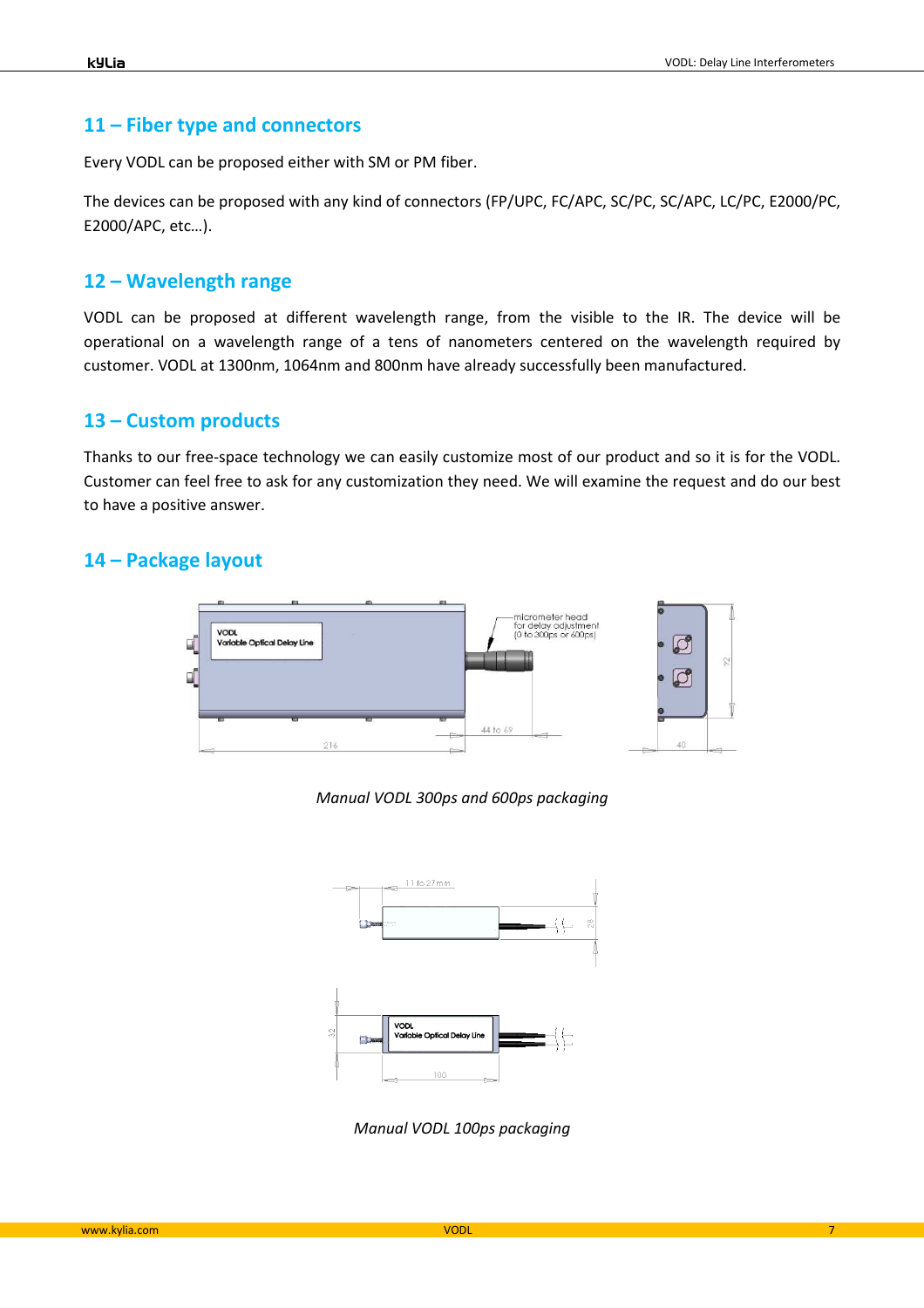## 11 – Fiber type and connectors

Every VODL can be proposed either with SM or PM fiber.

The devices can be proposed with any kind of connectors (FP/UPC, FC/APC, SC/PC, SC/APC, LC/PC, E2000/PC, E2000/APC, etc…).

## 12 – Wavelength range

VODL can be proposed at different wavelength range, from the visible to the IR. The device will be operational on a wavelength range of a tens of nanometers centered on the wavelength required by customer. VODL at 1300nm, 1064nm and 800nm have already successfully been manufactured.

## 13 – Custom products

Thanks to our free-space technology we can easily customize most of our product and so it is for the VODL. Customer can feel free to ask for any customization they need. We will examine the request and do our best to have a positive answer.

## 14 – Package layout

*Manual VODL 300ps and 600ps packaging*

*Manual VODL 100ps packaging*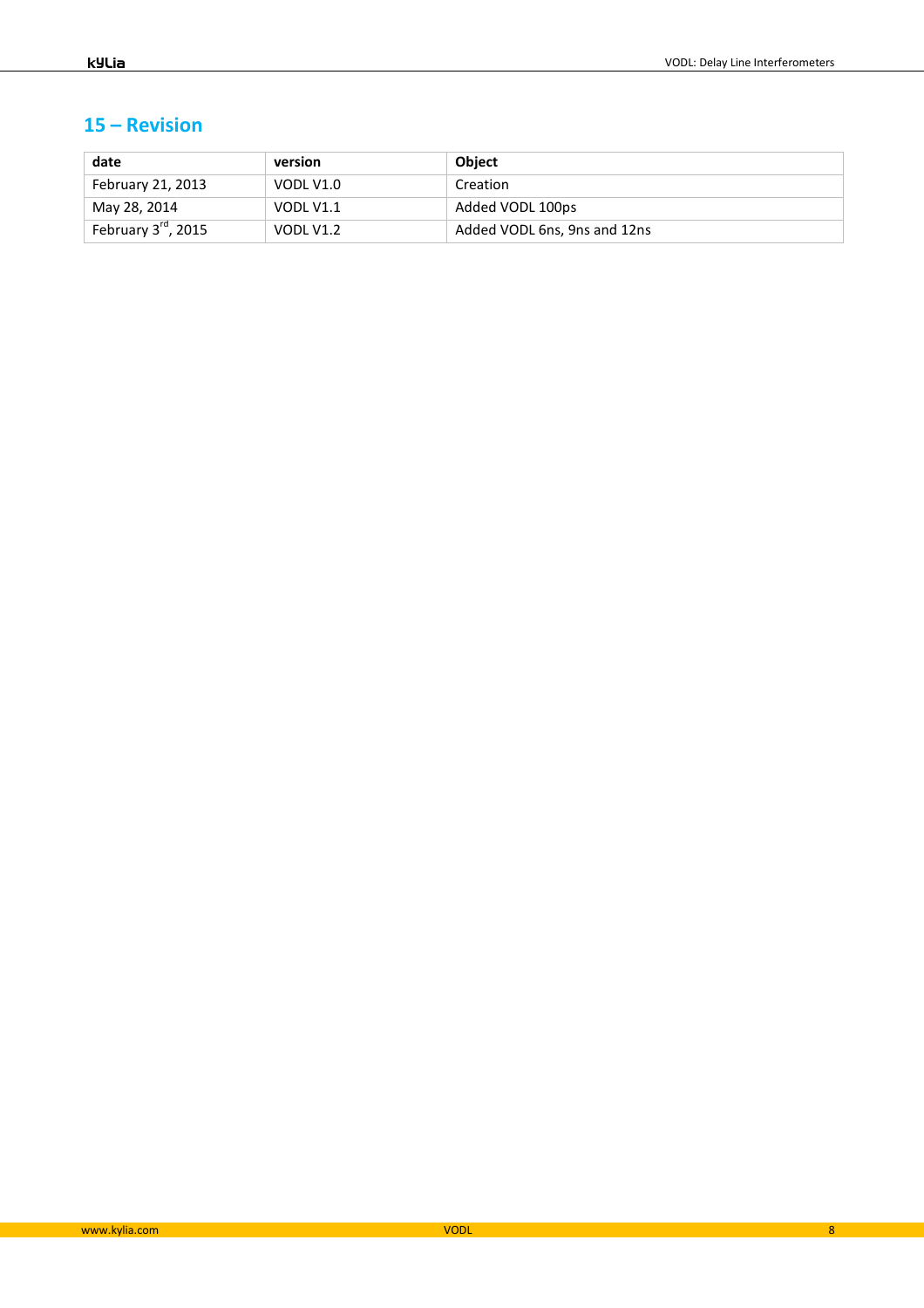## 15 – Revision

| date | version | Object |
|---|---|---|
| February 21, 2013 | VODL V1.0 | Creation |
| May 28, 2014 | VODL V1.1 | Added VODL 100ps |
| February 3rd, 2015 | VODL V1.2 | Added VODL 6ns, 9ns and 12ns |